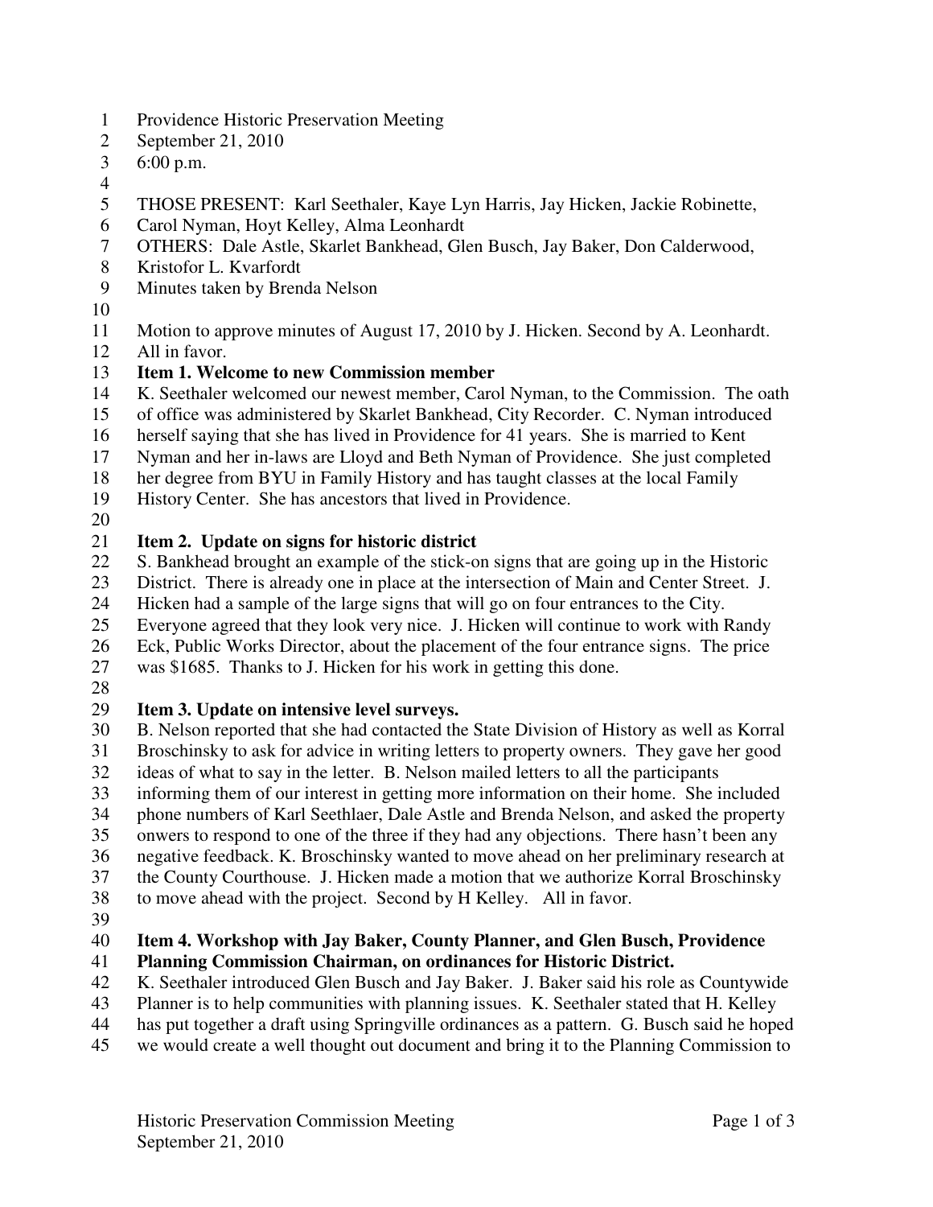Providence Historic Preservation Meeting
September 21, 2010
6:00 p.m.

THOSE PRESENT: Karl Seethaler, Kaye Lyn Harris, Jay Hicken, Jackie Robinette, Carol Nyman, Hoyt Kelley, Alma Leonhardt
OTHERS: Dale Astle, Skarlet Bankhead, Glen Busch, Jay Baker, Don Calderwood, Kristofor L. Kvarfordt
Minutes taken by Brenda Nelson

Motion to approve minutes of August 17, 2010 by J. Hicken. Second by A. Leonhardt. All in favor.

**Item 1. Welcome to new Commission member**

K. Seethaler welcomed our newest member, Carol Nyman, to the Commission. The oath of office was administered by Skarlet Bankhead, City Recorder. C. Nyman introduced herself saying that she has lived in Providence for 41 years. She is married to Kent Nyman and her in-laws are Lloyd and Beth Nyman of Providence. She just completed her degree from BYU in Family History and has taught classes at the local Family History Center. She has ancestors that lived in Providence.

**Item 2. Update on signs for historic district**

S. Bankhead brought an example of the stick-on signs that are going up in the Historic District. There is already one in place at the intersection of Main and Center Street. J. Hicken had a sample of the large signs that will go on four entrances to the City. Everyone agreed that they look very nice. J. Hicken will continue to work with Randy Eck, Public Works Director, about the placement of the four entrance signs. The price was $1685. Thanks to J. Hicken for his work in getting this done.

**Item 3. Update on intensive level surveys.**

B. Nelson reported that she had contacted the State Division of History as well as Korral Broschinsky to ask for advice in writing letters to property owners. They gave her good ideas of what to say in the letter. B. Nelson mailed letters to all the participants informing them of our interest in getting more information on their home. She included phone numbers of Karl Seethlaer, Dale Astle and Brenda Nelson, and asked the property onwers to respond to one of the three if they had any objections. There hasn't been any negative feedback. K. Broschinsky wanted to move ahead on her preliminary research at the County Courthouse. J. Hicken made a motion that we authorize Korral Broschinsky to move ahead with the project. Second by H Kelley. All in favor.

**Item 4. Workshop with Jay Baker, County Planner, and Glen Busch, Providence Planning Commission Chairman, on ordinances for Historic District.**

K. Seethaler introduced Glen Busch and Jay Baker. J. Baker said his role as Countywide Planner is to help communities with planning issues. K. Seethaler stated that H. Kelley has put together a draft using Springville ordinances as a pattern. G. Busch said he hoped we would create a well thought out document and bring it to the Planning Commission to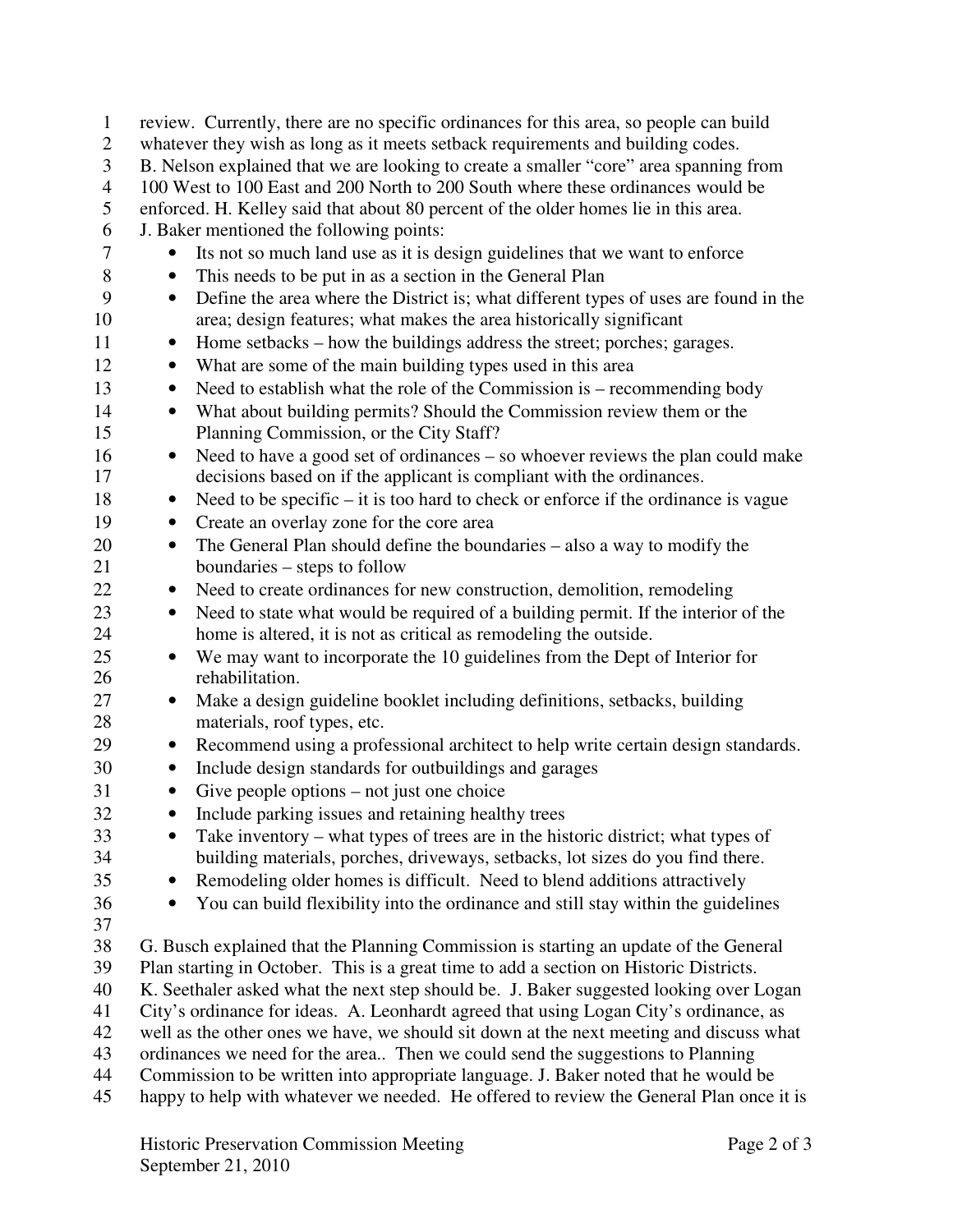review. Currently, there are no specific ordinances for this area, so people can build whatever they wish as long as it meets setback requirements and building codes.
B. Nelson explained that we are looking to create a smaller "core" area spanning from 100 West to 100 East and 200 North to 200 South where these ordinances would be enforced. H. Kelley said that about 80 percent of the older homes lie in this area.
J. Baker mentioned the following points:

- Its not so much land use as it is design guidelines that we want to enforce
- This needs to be put in as a section in the General Plan
- Define the area where the District is; what different types of uses are found in the area; design features; what makes the area historically significant
- Home setbacks – how the buildings address the street; porches; garages.
- What are some of the main building types used in this area
- Need to establish what the role of the Commission is – recommending body
- What about building permits? Should the Commission review them or the Planning Commission, or the City Staff?
- Need to have a good set of ordinances – so whoever reviews the plan could make decisions based on if the applicant is compliant with the ordinances.
- Need to be specific – it is too hard to check or enforce if the ordinance is vague
- Create an overlay zone for the core area
- The General Plan should define the boundaries – also a way to modify the boundaries – steps to follow
- Need to create ordinances for new construction, demolition, remodeling
- Need to state what would be required of a building permit. If the interior of the home is altered, it is not as critical as remodeling the outside.
- We may want to incorporate the 10 guidelines from the Dept of Interior for rehabilitation.
- Make a design guideline booklet including definitions, setbacks, building materials, roof types, etc.
- Recommend using a professional architect to help write certain design standards.
- Include design standards for outbuildings and garages
- Give people options – not just one choice
- Include parking issues and retaining healthy trees
- Take inventory – what types of trees are in the historic district; what types of building materials, porches, driveways, setbacks, lot sizes do you find there.
- Remodeling older homes is difficult. Need to blend additions attractively
- You can build flexibility into the ordinance and still stay within the guidelines

G. Busch explained that the Planning Commission is starting an update of the General Plan starting in October. This is a great time to add a section on Historic Districts.
K. Seethaler asked what the next step should be. J. Baker suggested looking over Logan City's ordinance for ideas. A. Leonhardt agreed that using Logan City's ordinance, as well as the other ones we have, we should sit down at the next meeting and discuss what ordinances we need for the area.. Then we could send the suggestions to Planning Commission to be written into appropriate language. J. Baker noted that he would be happy to help with whatever we needed. He offered to review the General Plan once it is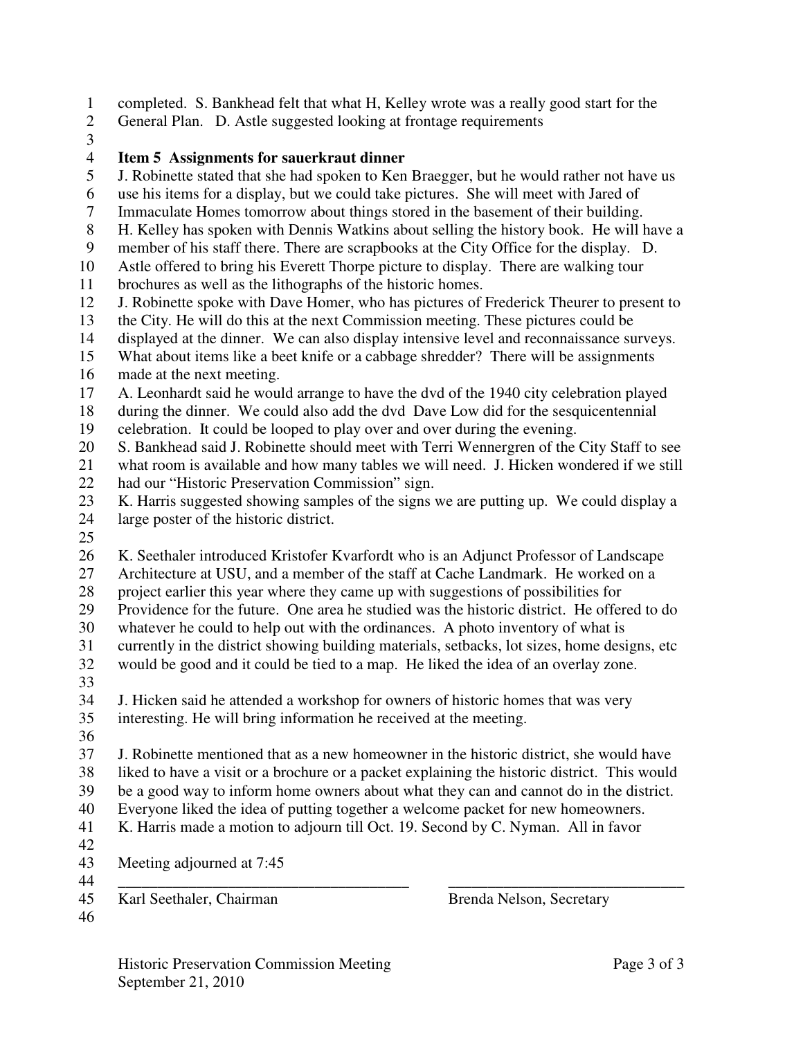completed. S. Bankhead felt that what H, Kelley wrote was a really good start for the General Plan. D. Astle suggested looking at frontage requirements

**Item 5 Assignments for sauerkraut dinner**

J. Robinette stated that she had spoken to Ken Braegger, but he would rather not have us use his items for a display, but we could take pictures. She will meet with Jared of Immaculate Homes tomorrow about things stored in the basement of their building.
H. Kelley has spoken with Dennis Watkins about selling the history book. He will have a member of his staff there. There are scrapbooks at the City Office for the display. D. Astle offered to bring his Everett Thorpe picture to display. There are walking tour brochures as well as the lithographs of the historic homes.
J. Robinette spoke with Dave Homer, who has pictures of Frederick Theurer to present to the City. He will do this at the next Commission meeting. These pictures could be displayed at the dinner. We can also display intensive level and reconnaissance surveys. What about items like a beet knife or a cabbage shredder? There will be assignments made at the next meeting.
A. Leonhardt said he would arrange to have the dvd of the 1940 city celebration played during the dinner. We could also add the dvd Dave Low did for the sesquicentennial celebration. It could be looped to play over and over during the evening.
S. Bankhead said J. Robinette should meet with Terri Wennergren of the City Staff to see what room is available and how many tables we will need. J. Hicken wondered if we still had our "Historic Preservation Commission" sign.
K. Harris suggested showing samples of the signs we are putting up. We could display a large poster of the historic district.

K. Seethaler introduced Kristofer Kvarfordt who is an Adjunct Professor of Landscape Architecture at USU, and a member of the staff at Cache Landmark. He worked on a project earlier this year where they came up with suggestions of possibilities for Providence for the future. One area he studied was the historic district. He offered to do whatever he could to help out with the ordinances. A photo inventory of what is currently in the district showing building materials, setbacks, lot sizes, home designs, etc would be good and it could be tied to a map. He liked the idea of an overlay zone.

J. Hicken said he attended a workshop for owners of historic homes that was very interesting. He will bring information he received at the meeting.

J. Robinette mentioned that as a new homeowner in the historic district, she would have liked to have a visit or a brochure or a packet explaining the historic district. This would be a good way to inform home owners about what they can and cannot do in the district. Everyone liked the idea of putting together a welcome packet for new homeowners.
K. Harris made a motion to adjourn till Oct. 19. Second by C. Nyman. All in favor

Meeting adjourned at 7:45

_______________________________________ _______________________________
Karl Seethaler, Chairman Brenda Nelson, Secretary